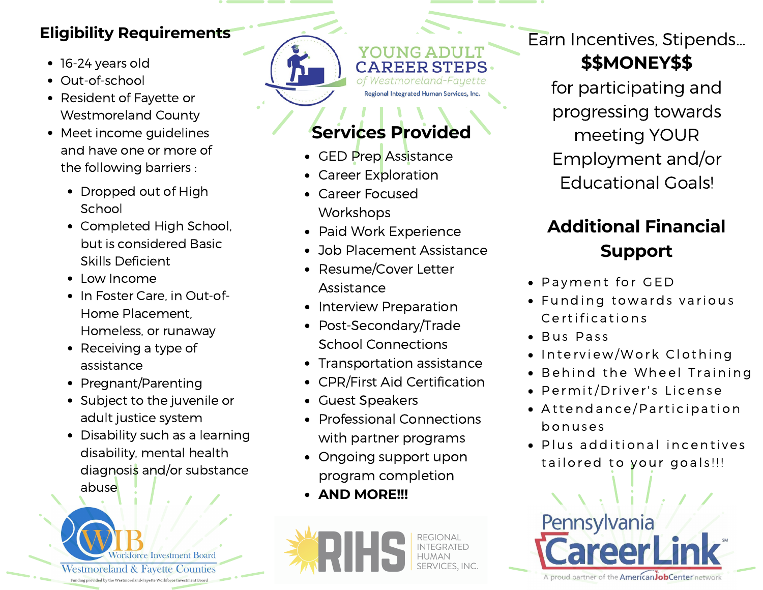## Eligibility Requirements

- 16-24 years old
- Out-of-school
- Resident of Fayette or Westmoreland County
- Meet income guidelines and have one or more of the following barriers :
  - Dropped out of High School
  - Completed High School, but is considered Basic Skills Deficient
  - Low Income
  - In Foster Care, in Out-of-Home Placement, Homeless, or runaway
  - Receiving a type of assistance
  - Pregnant/Parenting
  - Subject to the juvenile or adult justice system
  - Disability such as a learning disability, mental health diagnosis and/or substance abuse

YOUNG ADULT CAREER STEPS *of Westmoreland-Fayette*

Regional Integrated Human Services, Inc.

## Services Provided

- GED Prep Assistance
- Career Exploration
- Career Focused Workshops
- Paid Work Experience
- Job Placement Assistance
- Resume/Cover Letter Assistance
- Interview Preparation
- Post-Secondary/Trade School Connections
- Transportation assistance
- CPR/First Aid Certification
- Guest Speakers
- Professional Connections with partner programs
- Ongoing support upon program completion
- **AND MORE!!!**

Earn Incentives, Stipends...

**$$MONEY$$**

for participating and progressing towards meeting YOUR Employment and/or Educational Goals!

## Additional Financial Support

- Payment for GED
- Funding towards various Certifications
- Bus Pass
- Interview/Work Clothing
- Behind the Wheel Training
- Permit/Driver's License
- Attendance/Participation bonuses
- Plus additional incentives tailored to your goals!!!

WIB Workforce Investment Board Westmoreland & Fayette Counties

Funding provided by the Westmoreland-Fayette Workforce Investment Board

RIHS REGIONAL INTEGRATED HUMAN SERVICES, INC.

Pennsylvania CareerLink

A proud partner of the AmericanJobCenter network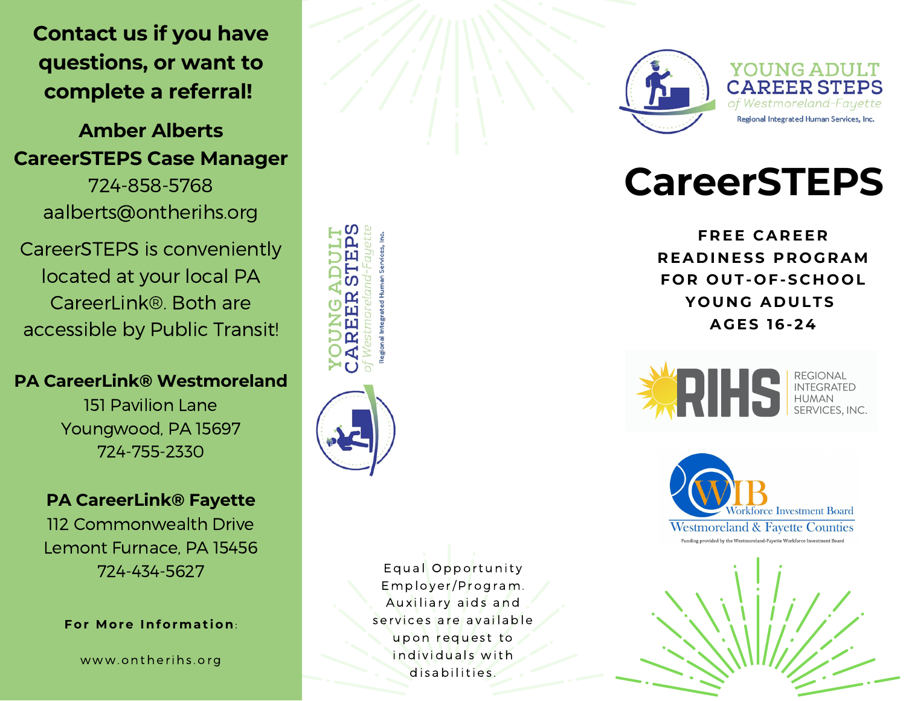## Contact us if you have questions, or want to complete a referral!

**Amber Alberts**
**CareerSTEPS Case Manager**
724-858-5768
aalberts@ontherihs.org

CareerSTEPS is conveniently located at your local PA CareerLink®. Both are accessible by Public Transit!

**PA CareerLink® Westmoreland**
151 Pavilion Lane
Youngwood, PA 15697
724-755-2330

**PA CareerLink® Fayette**
112 Commonwealth Drive
Lemont Furnace, PA 15456
724-434-5627

**For More Information:**

www.ontherihs.org

YOUNG ADULT CAREER STEPS
of Westmoreland-Fayette
Regional Integrated Human Services, Inc.

Equal Opportunity Employer/Program. Auxiliary aids and services are available upon request to individuals with disabilities.

YOUNG ADULT CAREER STEPS
of Westmoreland-Fayette
Regional Integrated Human Services, Inc.

# CareerSTEPS

**FREE CAREER READINESS PROGRAM FOR OUT-OF-SCHOOL YOUNG ADULTS AGES 16-24**

RIHS REGIONAL INTEGRATED HUMAN SERVICES, INC.

WIB Workforce Investment Board
Westmoreland & Fayette Counties
Funding provided by the Westmoreland-Fayette Workforce Investment Board